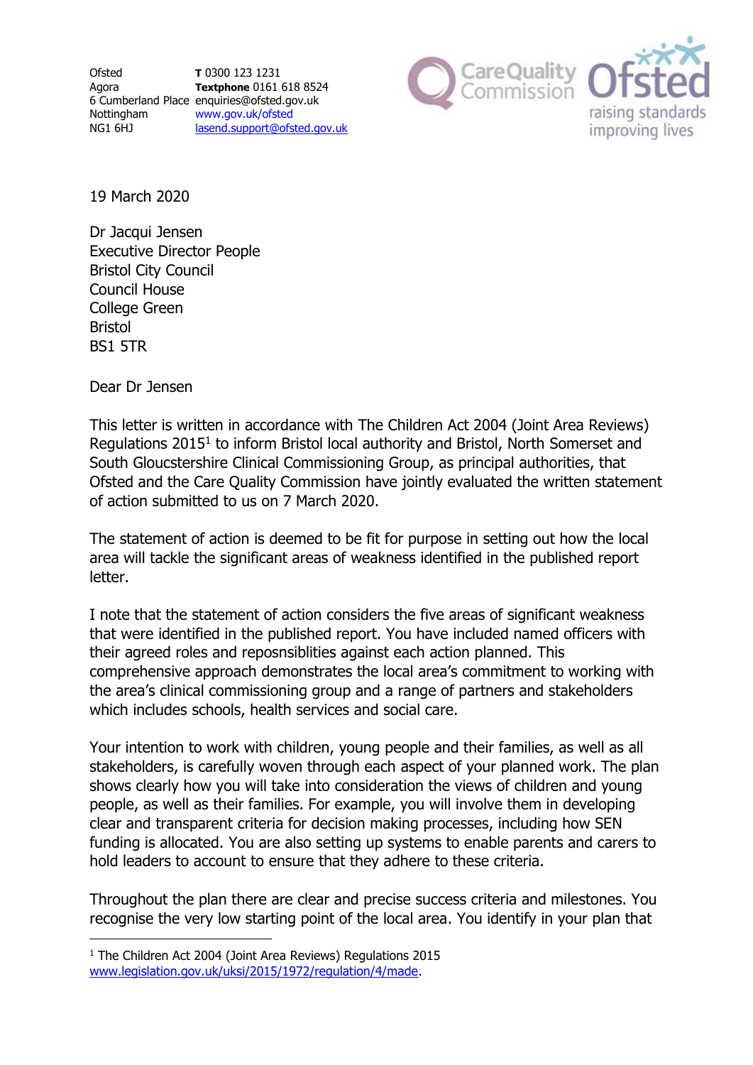Ofsted
Agora
6 Cumberland Place
Nottingham
NG1 6HJ

**T** 0300 123 1231
**Textphone** 0161 618 8524
enquiries@ofsted.gov.uk
www.gov.uk/ofsted
lasend.support@ofsted.gov.uk

19 March 2020

Dr Jacqui Jensen
Executive Director People
Bristol City Council
Council House
College Green
Bristol
BS1 5TR

Dear Dr Jensen

This letter is written in accordance with The Children Act 2004 (Joint Area Reviews) Regulations 2015[1] to inform Bristol local authority and Bristol, North Somerset and South Gloucstershire Clinical Commissioning Group, as principal authorities, that Ofsted and the Care Quality Commission have jointly evaluated the written statement of action submitted to us on 7 March 2020.

The statement of action is deemed to be fit for purpose in setting out how the local area will tackle the significant areas of weakness identified in the published report letter.

I note that the statement of action considers the five areas of significant weakness that were identified in the published report. You have included named officers with their agreed roles and reposnsiblities against each action planned. This comprehensive approach demonstrates the local area's commitment to working with the area's clinical commissioning group and a range of partners and stakeholders which includes schools, health services and social care.

Your intention to work with children, young people and their families, as well as all stakeholders, is carefully woven through each aspect of your planned work. The plan shows clearly how you will take into consideration the views of children and young people, as well as their families. For example, you will involve them in developing clear and transparent criteria for decision making processes, including how SEN funding is allocated. You are also setting up systems to enable parents and carers to hold leaders to account to ensure that they adhere to these criteria.

Throughout the plan there are clear and precise success criteria and milestones. You recognise the very low starting point of the local area. You identify in your plan that

[1] The Children Act 2004 (Joint Area Reviews) Regulations 2015 www.legislation.gov.uk/uksi/2015/1972/regulation/4/made.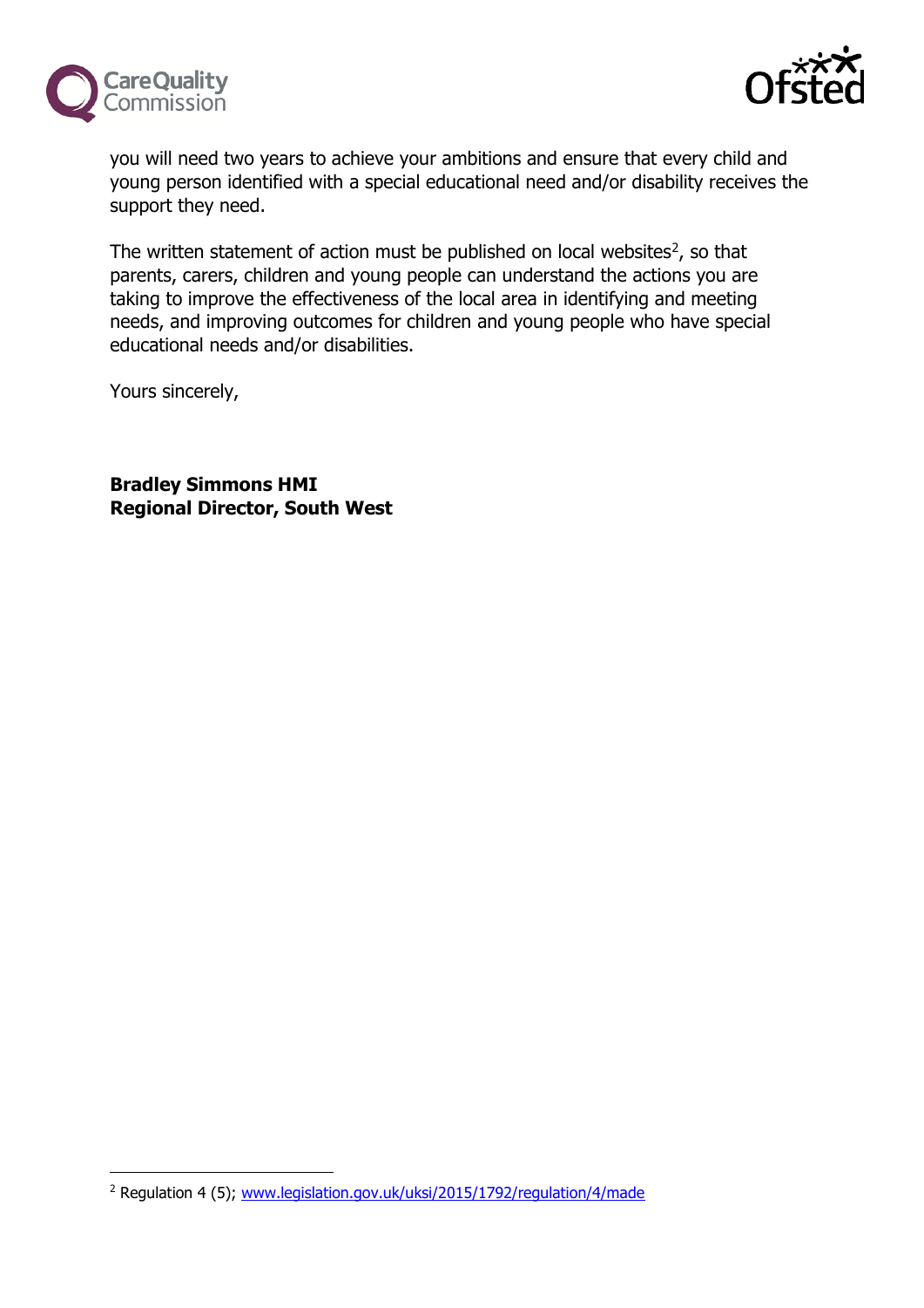you will need two years to achieve your ambitions and ensure that every child and young person identified with a special educational need and/or disability receives the support they need.

The written statement of action must be published on local websites[2], so that parents, carers, children and young people can understand the actions you are taking to improve the effectiveness of the local area in identifying and meeting needs, and improving outcomes for children and young people who have special educational needs and/or disabilities.

Yours sincerely,

**Bradley Simmons HMI**
**Regional Director, South West**

[2] Regulation 4 (5); www.legislation.gov.uk/uksi/2015/1792/regulation/4/made